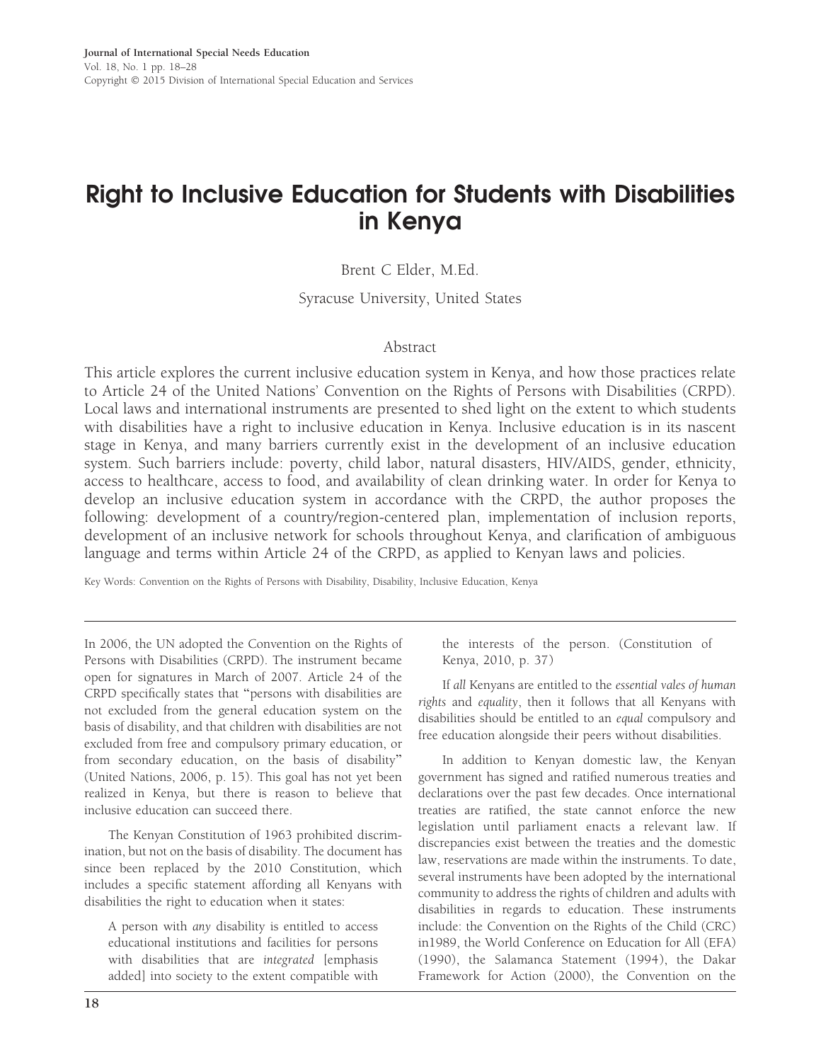// Journal header omitted as running metadata

# Right to Inclusive Education for Students with Disabilities in Kenya

Brent C Elder, M.Ed.

Syracuse University, United States

## Abstract

This article explores the current inclusive education system in Kenya, and how those practices relate to Article 24 of the United Nations' Convention on the Rights of Persons with Disabilities (CRPD). Local laws and international instruments are presented to shed light on the extent to which students with disabilities have a right to inclusive education in Kenya. Inclusive education is in its nascent stage in Kenya, and many barriers currently exist in the development of an inclusive education system. Such barriers include: poverty, child labor, natural disasters, HIV/AIDS, gender, ethnicity, access to healthcare, access to food, and availability of clean drinking water. In order for Kenya to develop an inclusive education system in accordance with the CRPD, the author proposes the following: development of a country/region-centered plan, implementation of inclusion reports, development of an inclusive network for schools throughout Kenya, and clarification of ambiguous language and terms within Article 24 of the CRPD, as applied to Kenyan laws and policies.

Key Words: Convention on the Rights of Persons with Disability, Disability, Inclusive Education, Kenya

---

In 2006, the UN adopted the Convention on the Rights of Persons with Disabilities (CRPD). The instrument became open for signatures in March of 2007. Article 24 of the CRPD specifically states that "persons with disabilities are not excluded from the general education system on the basis of disability, and that children with disabilities are not excluded from free and compulsory primary education, or from secondary education, on the basis of disability" (United Nations, 2006, p. 15). This goal has not yet been realized in Kenya, but there is reason to believe that inclusive education can succeed there.

The Kenyan Constitution of 1963 prohibited discrimination, but not on the basis of disability. The document has since been replaced by the 2010 Constitution, which includes a specific statement affording all Kenyans with disabilities the right to education when it states:

> A person with *any* disability is entitled to access educational institutions and facilities for persons with disabilities that are *integrated* [emphasis added] into society to the extent compatible with the interests of the person. (Constitution of Kenya, 2010, p. 37)

If *all* Kenyans are entitled to the *essential vales of human rights* and *equality*, then it follows that all Kenyans with disabilities should be entitled to an *equal* compulsory and free education alongside their peers without disabilities.

In addition to Kenyan domestic law, the Kenyan government has signed and ratified numerous treaties and declarations over the past few decades. Once international treaties are ratified, the state cannot enforce the new legislation until parliament enacts a relevant law. If discrepancies exist between the treaties and the domestic law, reservations are made within the instruments. To date, several instruments have been adopted by the international community to address the rights of children and adults with disabilities in regards to education. These instruments include: the Convention on the Rights of the Child (CRC) in1989, the World Conference on Education for All (EFA) (1990), the Salamanca Statement (1994), the Dakar Framework for Action (2000), the Convention on the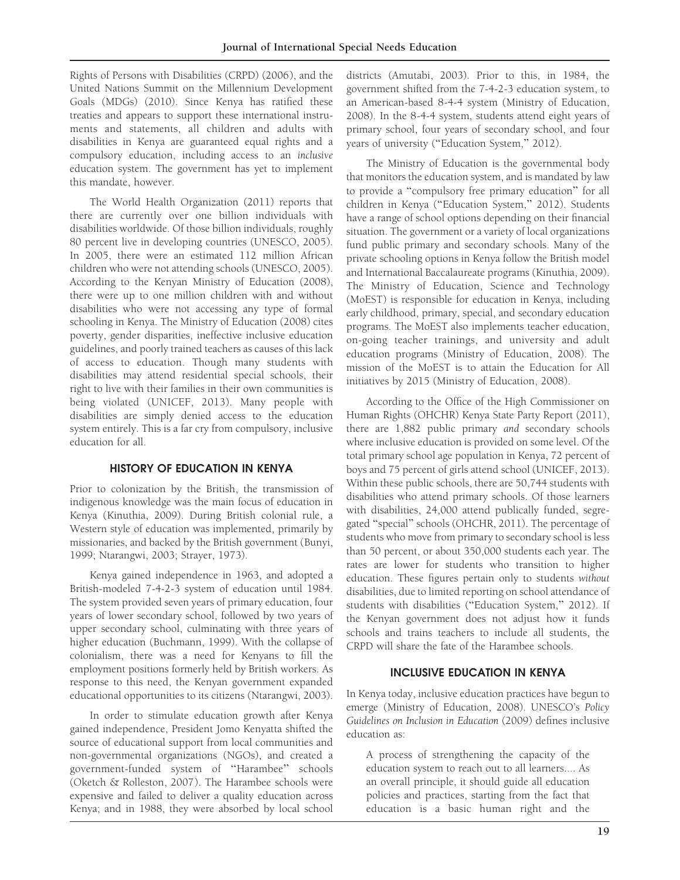Rights of Persons with Disabilities (CRPD) (2006), and the United Nations Summit on the Millennium Development Goals (MDGs) (2010). Since Kenya has ratified these treaties and appears to support these international instruments and statements, all children and adults with disabilities in Kenya are guaranteed equal rights and a compulsory education, including access to an *inclusive* education system. The government has yet to implement this mandate, however.

The World Health Organization (2011) reports that there are currently over one billion individuals with disabilities worldwide. Of those billion individuals, roughly 80 percent live in developing countries (UNESCO, 2005). In 2005, there were an estimated 112 million African children who were not attending schools (UNESCO, 2005). According to the Kenyan Ministry of Education (2008), there were up to one million children with and without disabilities who were not accessing any type of formal schooling in Kenya. The Ministry of Education (2008) cites poverty, gender disparities, ineffective inclusive education guidelines, and poorly trained teachers as causes of this lack of access to education. Though many students with disabilities may attend residential special schools, their right to live with their families in their own communities is being violated (UNICEF, 2013). Many people with disabilities are simply denied access to the education system entirely. This is a far cry from compulsory, inclusive education for all.

## HISTORY OF EDUCATION IN KENYA

Prior to colonization by the British, the transmission of indigenous knowledge was the main focus of education in Kenya (Kinuthia, 2009). During British colonial rule, a Western style of education was implemented, primarily by missionaries, and backed by the British government (Bunyi, 1999; Ntarangwi, 2003; Strayer, 1973).

Kenya gained independence in 1963, and adopted a British-modeled 7-4-2-3 system of education until 1984. The system provided seven years of primary education, four years of lower secondary school, followed by two years of upper secondary school, culminating with three years of higher education (Buchmann, 1999). With the collapse of colonialism, there was a need for Kenyans to fill the employment positions formerly held by British workers. As response to this need, the Kenyan government expanded educational opportunities to its citizens (Ntarangwi, 2003).

In order to stimulate education growth after Kenya gained independence, President Jomo Kenyatta shifted the source of educational support from local communities and non-governmental organizations (NGOs), and created a government-funded system of "Harambee" schools (Oketch & Rolleston, 2007). The Harambee schools were expensive and failed to deliver a quality education across Kenya; and in 1988, they were absorbed by local school districts (Amutabi, 2003). Prior to this, in 1984, the government shifted from the 7-4-2-3 education system, to an American-based 8-4-4 system (Ministry of Education, 2008). In the 8-4-4 system, students attend eight years of primary school, four years of secondary school, and four years of university ("Education System," 2012).

The Ministry of Education is the governmental body that monitors the education system, and is mandated by law to provide a "compulsory free primary education" for all children in Kenya ("Education System," 2012). Students have a range of school options depending on their financial situation. The government or a variety of local organizations fund public primary and secondary schools. Many of the private schooling options in Kenya follow the British model and International Baccalaureate programs (Kinuthia, 2009). The Ministry of Education, Science and Technology (MoEST) is responsible for education in Kenya, including early childhood, primary, special, and secondary education programs. The MoEST also implements teacher education, on-going teacher trainings, and university and adult education programs (Ministry of Education, 2008). The mission of the MoEST is to attain the Education for All initiatives by 2015 (Ministry of Education, 2008).

According to the Office of the High Commissioner on Human Rights (OHCHR) Kenya State Party Report (2011), there are 1,882 public primary *and* secondary schools where inclusive education is provided on some level. Of the total primary school age population in Kenya, 72 percent of boys and 75 percent of girls attend school (UNICEF, 2013). Within these public schools, there are 50,744 students with disabilities who attend primary schools. Of those learners with disabilities, 24,000 attend publically funded, segregated "special" schools (OHCHR, 2011). The percentage of students who move from primary to secondary school is less than 50 percent, or about 350,000 students each year. The rates are lower for students who transition to higher education. These figures pertain only to students *without* disabilities, due to limited reporting on school attendance of students with disabilities ("Education System," 2012). If the Kenyan government does not adjust how it funds schools and trains teachers to include all students, the CRPD will share the fate of the Harambee schools.

## INCLUSIVE EDUCATION IN KENYA

In Kenya today, inclusive education practices have begun to emerge (Ministry of Education, 2008). UNESCO's *Policy Guidelines on Inclusion in Education* (2009) defines inclusive education as:

> A process of strengthening the capacity of the education system to reach out to all learners.... As an overall principle, it should guide all education policies and practices, starting from the fact that education is a basic human right and the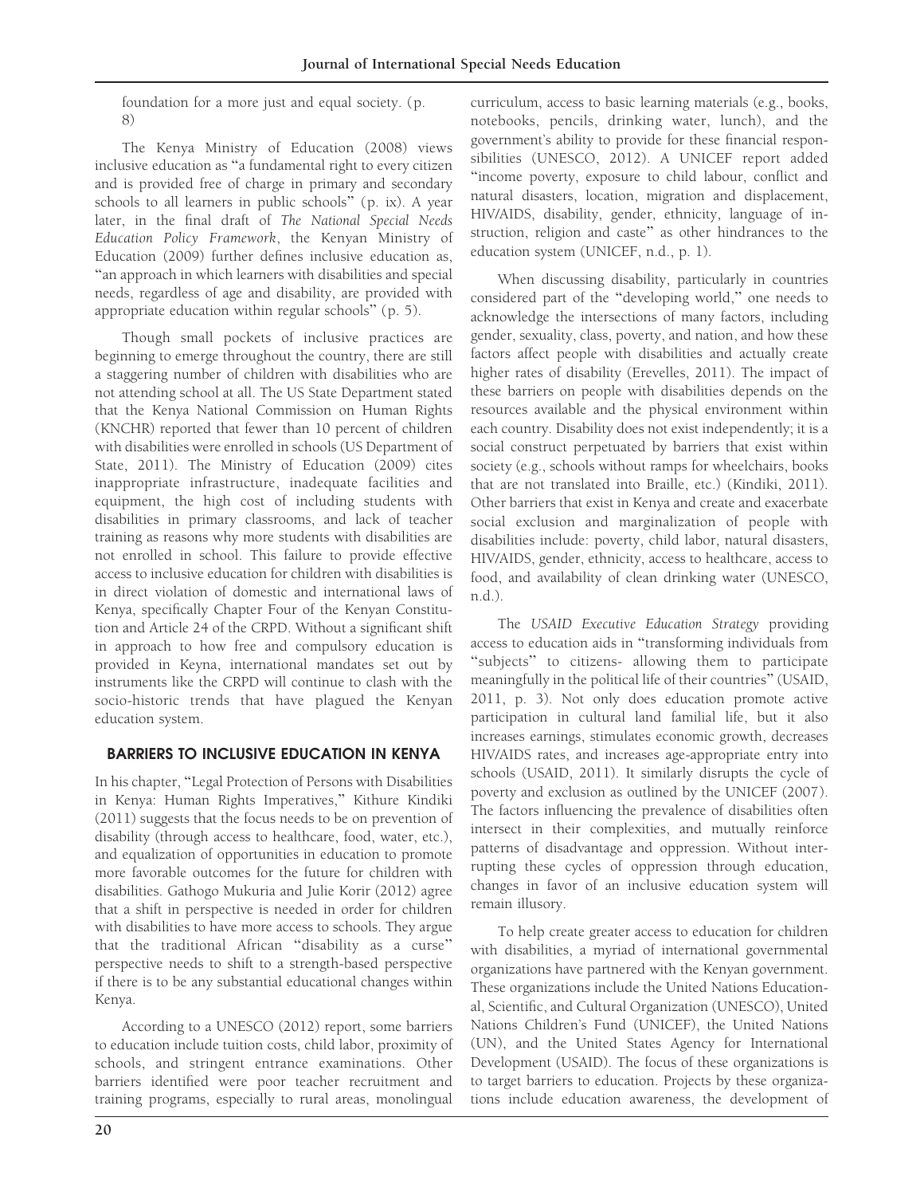foundation for a more just and equal society. (p. 8)

The Kenya Ministry of Education (2008) views inclusive education as "a fundamental right to every citizen and is provided free of charge in primary and secondary schools to all learners in public schools" (p. ix). A year later, in the final draft of *The National Special Needs Education Policy Framework*, the Kenyan Ministry of Education (2009) further defines inclusive education as, "an approach in which learners with disabilities and special needs, regardless of age and disability, are provided with appropriate education within regular schools" (p. 5).

Though small pockets of inclusive practices are beginning to emerge throughout the country, there are still a staggering number of children with disabilities who are not attending school at all. The US State Department stated that the Kenya National Commission on Human Rights (KNCHR) reported that fewer than 10 percent of children with disabilities were enrolled in schools (US Department of State, 2011). The Ministry of Education (2009) cites inappropriate infrastructure, inadequate facilities and equipment, the high cost of including students with disabilities in primary classrooms, and lack of teacher training as reasons why more students with disabilities are not enrolled in school. This failure to provide effective access to inclusive education for children with disabilities is in direct violation of domestic and international laws of Kenya, specifically Chapter Four of the Kenyan Constitution and Article 24 of the CRPD. Without a significant shift in approach to how free and compulsory education is provided in Keyna, international mandates set out by instruments like the CRPD will continue to clash with the socio-historic trends that have plagued the Kenyan education system.

## BARRIERS TO INCLUSIVE EDUCATION IN KENYA

In his chapter, "Legal Protection of Persons with Disabilities in Kenya: Human Rights Imperatives," Kithure Kindiki (2011) suggests that the focus needs to be on prevention of disability (through access to healthcare, food, water, etc.), and equalization of opportunities in education to promote more favorable outcomes for the future for children with disabilities. Gathogo Mukuria and Julie Korir (2012) agree that a shift in perspective is needed in order for children with disabilities to have more access to schools. They argue that the traditional African "disability as a curse" perspective needs to shift to a strength-based perspective if there is to be any substantial educational changes within Kenya.

According to a UNESCO (2012) report, some barriers to education include tuition costs, child labor, proximity of schools, and stringent entrance examinations. Other barriers identified were poor teacher recruitment and training programs, especially to rural areas, monolingual curriculum, access to basic learning materials (e.g., books, notebooks, pencils, drinking water, lunch), and the government's ability to provide for these financial responsibilities (UNESCO, 2012). A UNICEF report added "income poverty, exposure to child labour, conflict and natural disasters, location, migration and displacement, HIV/AIDS, disability, gender, ethnicity, language of instruction, religion and caste" as other hindrances to the education system (UNICEF, n.d., p. 1).

When discussing disability, particularly in countries considered part of the "developing world," one needs to acknowledge the intersections of many factors, including gender, sexuality, class, poverty, and nation, and how these factors affect people with disabilities and actually create higher rates of disability (Erevelles, 2011). The impact of these barriers on people with disabilities depends on the resources available and the physical environment within each country. Disability does not exist independently; it is a social construct perpetuated by barriers that exist within society (e.g., schools without ramps for wheelchairs, books that are not translated into Braille, etc.) (Kindiki, 2011). Other barriers that exist in Kenya and create and exacerbate social exclusion and marginalization of people with disabilities include: poverty, child labor, natural disasters, HIV/AIDS, gender, ethnicity, access to healthcare, access to food, and availability of clean drinking water (UNESCO, n.d.).

The *USAID Executive Education Strategy* providing access to education aids in "transforming individuals from "subjects" to citizens- allowing them to participate meaningfully in the political life of their countries" (USAID, 2011, p. 3). Not only does education promote active participation in cultural land familial life, but it also increases earnings, stimulates economic growth, decreases HIV/AIDS rates, and increases age-appropriate entry into schools (USAID, 2011). It similarly disrupts the cycle of poverty and exclusion as outlined by the UNICEF (2007). The factors influencing the prevalence of disabilities often intersect in their complexities, and mutually reinforce patterns of disadvantage and oppression. Without interrupting these cycles of oppression through education, changes in favor of an inclusive education system will remain illusory.

To help create greater access to education for children with disabilities, a myriad of international governmental organizations have partnered with the Kenyan government. These organizations include the United Nations Educational, Scientific, and Cultural Organization (UNESCO), United Nations Children's Fund (UNICEF), the United Nations (UN), and the United States Agency for International Development (USAID). The focus of these organizations is to target barriers to education. Projects by these organizations include education awareness, the development of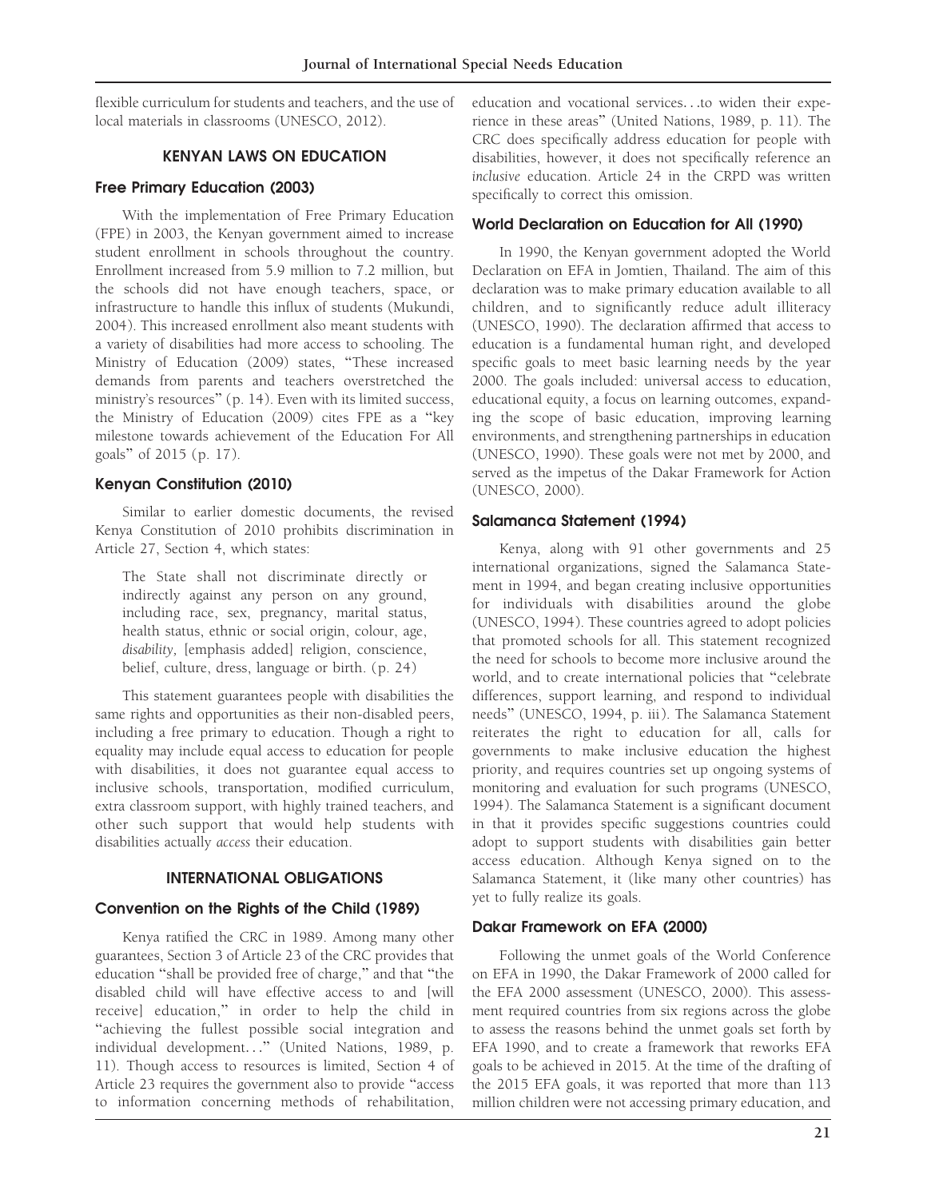flexible curriculum for students and teachers, and the use of local materials in classrooms (UNESCO, 2012).

## KENYAN LAWS ON EDUCATION

### Free Primary Education (2003)

With the implementation of Free Primary Education (FPE) in 2003, the Kenyan government aimed to increase student enrollment in schools throughout the country. Enrollment increased from 5.9 million to 7.2 million, but the schools did not have enough teachers, space, or infrastructure to handle this influx of students (Mukundi, 2004). This increased enrollment also meant students with a variety of disabilities had more access to schooling. The Ministry of Education (2009) states, "These increased demands from parents and teachers overstretched the ministry's resources" (p. 14). Even with its limited success, the Ministry of Education (2009) cites FPE as a "key milestone towards achievement of the Education For All goals" of 2015 (p. 17).

### Kenyan Constitution (2010)

Similar to earlier domestic documents, the revised Kenya Constitution of 2010 prohibits discrimination in Article 27, Section 4, which states:

> The State shall not discriminate directly or indirectly against any person on any ground, including race, sex, pregnancy, marital status, health status, ethnic or social origin, colour, age, *disability,* [emphasis added] religion, conscience, belief, culture, dress, language or birth. (p. 24)

This statement guarantees people with disabilities the same rights and opportunities as their non-disabled peers, including a free primary to education. Though a right to equality may include equal access to education for people with disabilities, it does not guarantee equal access to inclusive schools, transportation, modified curriculum, extra classroom support, with highly trained teachers, and other such support that would help students with disabilities actually *access* their education.

## INTERNATIONAL OBLIGATIONS

### Convention on the Rights of the Child (1989)

Kenya ratified the CRC in 1989. Among many other guarantees, Section 3 of Article 23 of the CRC provides that education "shall be provided free of charge," and that "the disabled child will have effective access to and [will receive] education," in order to help the child in "achieving the fullest possible social integration and individual development…" (United Nations, 1989, p. 11). Though access to resources is limited, Section 4 of Article 23 requires the government also to provide "access to information concerning methods of rehabilitation, education and vocational services…to widen their experience in these areas" (United Nations, 1989, p. 11). The CRC does specifically address education for people with disabilities, however, it does not specifically reference an *inclusive* education. Article 24 in the CRPD was written specifically to correct this omission.

### World Declaration on Education for All (1990)

In 1990, the Kenyan government adopted the World Declaration on EFA in Jomtien, Thailand. The aim of this declaration was to make primary education available to all children, and to significantly reduce adult illiteracy (UNESCO, 1990). The declaration affirmed that access to education is a fundamental human right, and developed specific goals to meet basic learning needs by the year 2000. The goals included: universal access to education, educational equity, a focus on learning outcomes, expanding the scope of basic education, improving learning environments, and strengthening partnerships in education (UNESCO, 1990). These goals were not met by 2000, and served as the impetus of the Dakar Framework for Action (UNESCO, 2000).

### Salamanca Statement (1994)

Kenya, along with 91 other governments and 25 international organizations, signed the Salamanca Statement in 1994, and began creating inclusive opportunities for individuals with disabilities around the globe (UNESCO, 1994). These countries agreed to adopt policies that promoted schools for all. This statement recognized the need for schools to become more inclusive around the world, and to create international policies that "celebrate differences, support learning, and respond to individual needs" (UNESCO, 1994, p. iii). The Salamanca Statement reiterates the right to education for all, calls for governments to make inclusive education the highest priority, and requires countries set up ongoing systems of monitoring and evaluation for such programs (UNESCO, 1994). The Salamanca Statement is a significant document in that it provides specific suggestions countries could adopt to support students with disabilities gain better access education. Although Kenya signed on to the Salamanca Statement, it (like many other countries) has yet to fully realize its goals.

### Dakar Framework on EFA (2000)

Following the unmet goals of the World Conference on EFA in 1990, the Dakar Framework of 2000 called for the EFA 2000 assessment (UNESCO, 2000). This assessment required countries from six regions across the globe to assess the reasons behind the unmet goals set forth by EFA 1990, and to create a framework that reworks EFA goals to be achieved in 2015. At the time of the drafting of the 2015 EFA goals, it was reported that more than 113 million children were not accessing primary education, and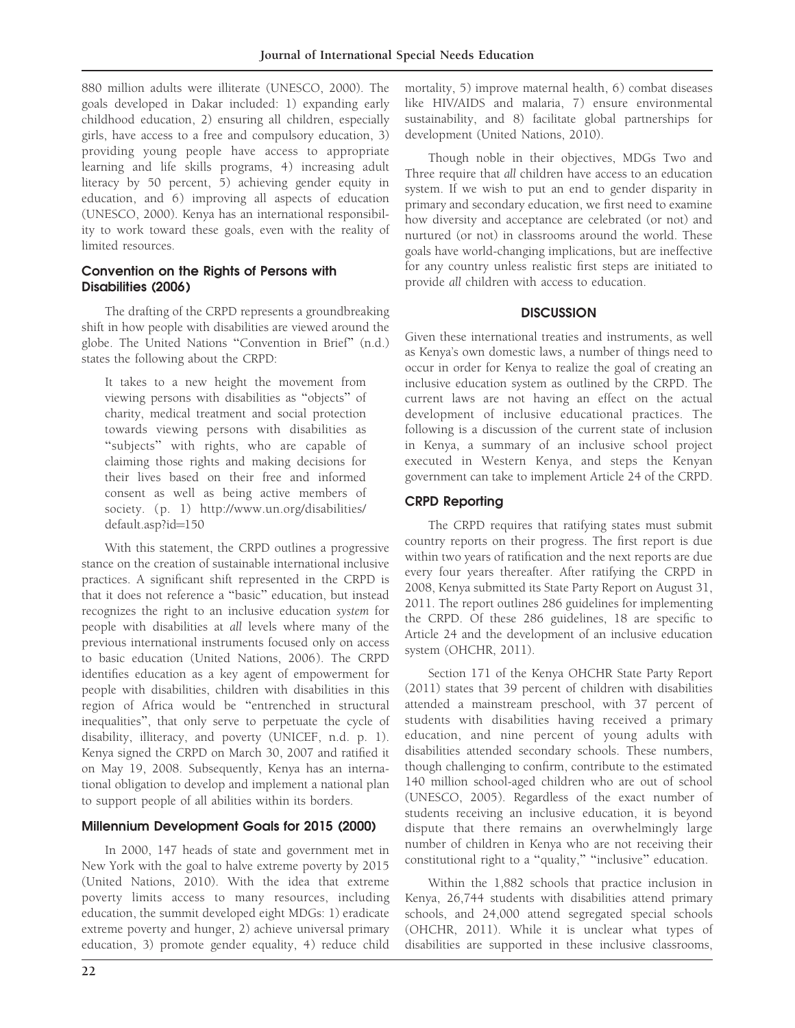880 million adults were illiterate (UNESCO, 2000). The goals developed in Dakar included: 1) expanding early childhood education, 2) ensuring all children, especially girls, have access to a free and compulsory education, 3) providing young people have access to appropriate learning and life skills programs, 4) increasing adult literacy by 50 percent, 5) achieving gender equity in education, and 6) improving all aspects of education (UNESCO, 2000). Kenya has an international responsibility to work toward these goals, even with the reality of limited resources.

### Convention on the Rights of Persons with Disabilities (2006)

The drafting of the CRPD represents a groundbreaking shift in how people with disabilities are viewed around the globe. The United Nations "Convention in Brief" (n.d.) states the following about the CRPD:

> It takes to a new height the movement from viewing persons with disabilities as "objects" of charity, medical treatment and social protection towards viewing persons with disabilities as "subjects" with rights, who are capable of claiming those rights and making decisions for their lives based on their free and informed consent as well as being active members of society. (p. 1) http://www.un.org/disabilities/default.asp?id=150

With this statement, the CRPD outlines a progressive stance on the creation of sustainable international inclusive practices. A significant shift represented in the CRPD is that it does not reference a "basic" education, but instead recognizes the right to an inclusive education *system* for people with disabilities at *all* levels where many of the previous international instruments focused only on access to basic education (United Nations, 2006). The CRPD identifies education as a key agent of empowerment for people with disabilities, children with disabilities in this region of Africa would be "entrenched in structural inequalities", that only serve to perpetuate the cycle of disability, illiteracy, and poverty (UNICEF, n.d. p. 1). Kenya signed the CRPD on March 30, 2007 and ratified it on May 19, 2008. Subsequently, Kenya has an international obligation to develop and implement a national plan to support people of all abilities within its borders.

### Millennium Development Goals for 2015 (2000)

In 2000, 147 heads of state and government met in New York with the goal to halve extreme poverty by 2015 (United Nations, 2010). With the idea that extreme poverty limits access to many resources, including education, the summit developed eight MDGs: 1) eradicate extreme poverty and hunger, 2) achieve universal primary education, 3) promote gender equality, 4) reduce child mortality, 5) improve maternal health, 6) combat diseases like HIV/AIDS and malaria, 7) ensure environmental sustainability, and 8) facilitate global partnerships for development (United Nations, 2010).

Though noble in their objectives, MDGs Two and Three require that *all* children have access to an education system. If we wish to put an end to gender disparity in primary and secondary education, we first need to examine how diversity and acceptance are celebrated (or not) and nurtured (or not) in classrooms around the world. These goals have world-changing implications, but are ineffective for any country unless realistic first steps are initiated to provide *all* children with access to education.

## DISCUSSION

Given these international treaties and instruments, as well as Kenya's own domestic laws, a number of things need to occur in order for Kenya to realize the goal of creating an inclusive education system as outlined by the CRPD. The current laws are not having an effect on the actual development of inclusive educational practices. The following is a discussion of the current state of inclusion in Kenya, a summary of an inclusive school project executed in Western Kenya, and steps the Kenyan government can take to implement Article 24 of the CRPD.

### CRPD Reporting

The CRPD requires that ratifying states must submit country reports on their progress. The first report is due within two years of ratification and the next reports are due every four years thereafter. After ratifying the CRPD in 2008, Kenya submitted its State Party Report on August 31, 2011. The report outlines 286 guidelines for implementing the CRPD. Of these 286 guidelines, 18 are specific to Article 24 and the development of an inclusive education system (OHCHR, 2011).

Section 171 of the Kenya OHCHR State Party Report (2011) states that 39 percent of children with disabilities attended a mainstream preschool, with 37 percent of students with disabilities having received a primary education, and nine percent of young adults with disabilities attended secondary schools. These numbers, though challenging to confirm, contribute to the estimated 140 million school-aged children who are out of school (UNESCO, 2005). Regardless of the exact number of students receiving an inclusive education, it is beyond dispute that there remains an overwhelmingly large number of children in Kenya who are not receiving their constitutional right to a "quality," "inclusive" education.

Within the 1,882 schools that practice inclusion in Kenya, 26,744 students with disabilities attend primary schools, and 24,000 attend segregated special schools (OHCHR, 2011). While it is unclear what types of disabilities are supported in these inclusive classrooms,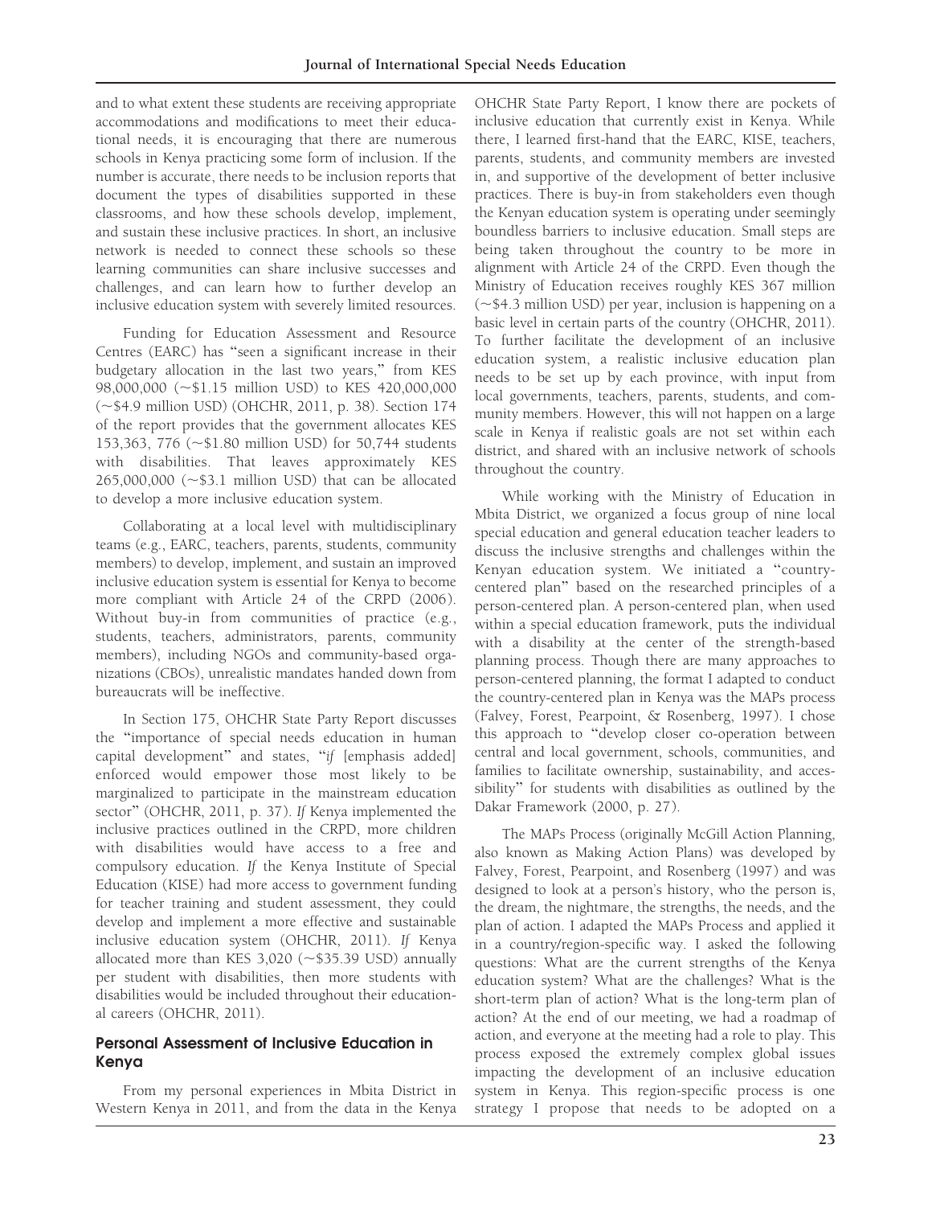and to what extent these students are receiving appropriate accommodations and modifications to meet their educational needs, it is encouraging that there are numerous schools in Kenya practicing some form of inclusion. If the number is accurate, there needs to be inclusion reports that document the types of disabilities supported in these classrooms, and how these schools develop, implement, and sustain these inclusive practices. In short, an inclusive network is needed to connect these schools so these learning communities can share inclusive successes and challenges, and can learn how to further develop an inclusive education system with severely limited resources.

Funding for Education Assessment and Resource Centres (EARC) has "seen a significant increase in their budgetary allocation in the last two years," from KES 98,000,000 (~\$1.15 million USD) to KES 420,000,000 (~\$4.9 million USD) (OHCHR, 2011, p. 38). Section 174 of the report provides that the government allocates KES 153,363, 776 (~\$1.80 million USD) for 50,744 students with disabilities. That leaves approximately KES 265,000,000 (~\$3.1 million USD) that can be allocated to develop a more inclusive education system.

Collaborating at a local level with multidisciplinary teams (e.g., EARC, teachers, parents, students, community members) to develop, implement, and sustain an improved inclusive education system is essential for Kenya to become more compliant with Article 24 of the CRPD (2006). Without buy-in from communities of practice (e.g., students, teachers, administrators, parents, community members), including NGOs and community-based organizations (CBOs), unrealistic mandates handed down from bureaucrats will be ineffective.

In Section 175, OHCHR State Party Report discusses the "importance of special needs education in human capital development" and states, "*if* [emphasis added] enforced would empower those most likely to be marginalized to participate in the mainstream education sector" (OHCHR, 2011, p. 37). *If* Kenya implemented the inclusive practices outlined in the CRPD, more children with disabilities would have access to a free and compulsory education. *If* the Kenya Institute of Special Education (KISE) had more access to government funding for teacher training and student assessment, they could develop and implement a more effective and sustainable inclusive education system (OHCHR, 2011). *If* Kenya allocated more than KES 3,020 (~\$35.39 USD) annually per student with disabilities, then more students with disabilities would be included throughout their educational careers (OHCHR, 2011).

## Personal Assessment of Inclusive Education in Kenya

From my personal experiences in Mbita District in Western Kenya in 2011, and from the data in the Kenya OHCHR State Party Report, I know there are pockets of inclusive education that currently exist in Kenya. While there, I learned first-hand that the EARC, KISE, teachers, parents, students, and community members are invested in, and supportive of the development of better inclusive practices. There is buy-in from stakeholders even though the Kenyan education system is operating under seemingly boundless barriers to inclusive education. Small steps are being taken throughout the country to be more in alignment with Article 24 of the CRPD. Even though the Ministry of Education receives roughly KES 367 million (~\$4.3 million USD) per year, inclusion is happening on a basic level in certain parts of the country (OHCHR, 2011). To further facilitate the development of an inclusive education system, a realistic inclusive education plan needs to be set up by each province, with input from local governments, teachers, parents, students, and community members. However, this will not happen on a large scale in Kenya if realistic goals are not set within each district, and shared with an inclusive network of schools throughout the country.

While working with the Ministry of Education in Mbita District, we organized a focus group of nine local special education and general education teacher leaders to discuss the inclusive strengths and challenges within the Kenyan education system. We initiated a "country-centered plan" based on the researched principles of a person-centered plan. A person-centered plan, when used within a special education framework, puts the individual with a disability at the center of the strength-based planning process. Though there are many approaches to person-centered planning, the format I adapted to conduct the country-centered plan in Kenya was the MAPs process (Falvey, Forest, Pearpoint, & Rosenberg, 1997). I chose this approach to "develop closer co-operation between central and local government, schools, communities, and families to facilitate ownership, sustainability, and accessibility" for students with disabilities as outlined by the Dakar Framework (2000, p. 27).

The MAPs Process (originally McGill Action Planning, also known as Making Action Plans) was developed by Falvey, Forest, Pearpoint, and Rosenberg (1997) and was designed to look at a person's history, who the person is, the dream, the nightmare, the strengths, the needs, and the plan of action. I adapted the MAPs Process and applied it in a country/region-specific way. I asked the following questions: What are the current strengths of the Kenya education system? What are the challenges? What is the short-term plan of action? What is the long-term plan of action? At the end of our meeting, we had a roadmap of action, and everyone at the meeting had a role to play. This process exposed the extremely complex global issues impacting the development of an inclusive education system in Kenya. This region-specific process is one strategy I propose that needs to be adopted on a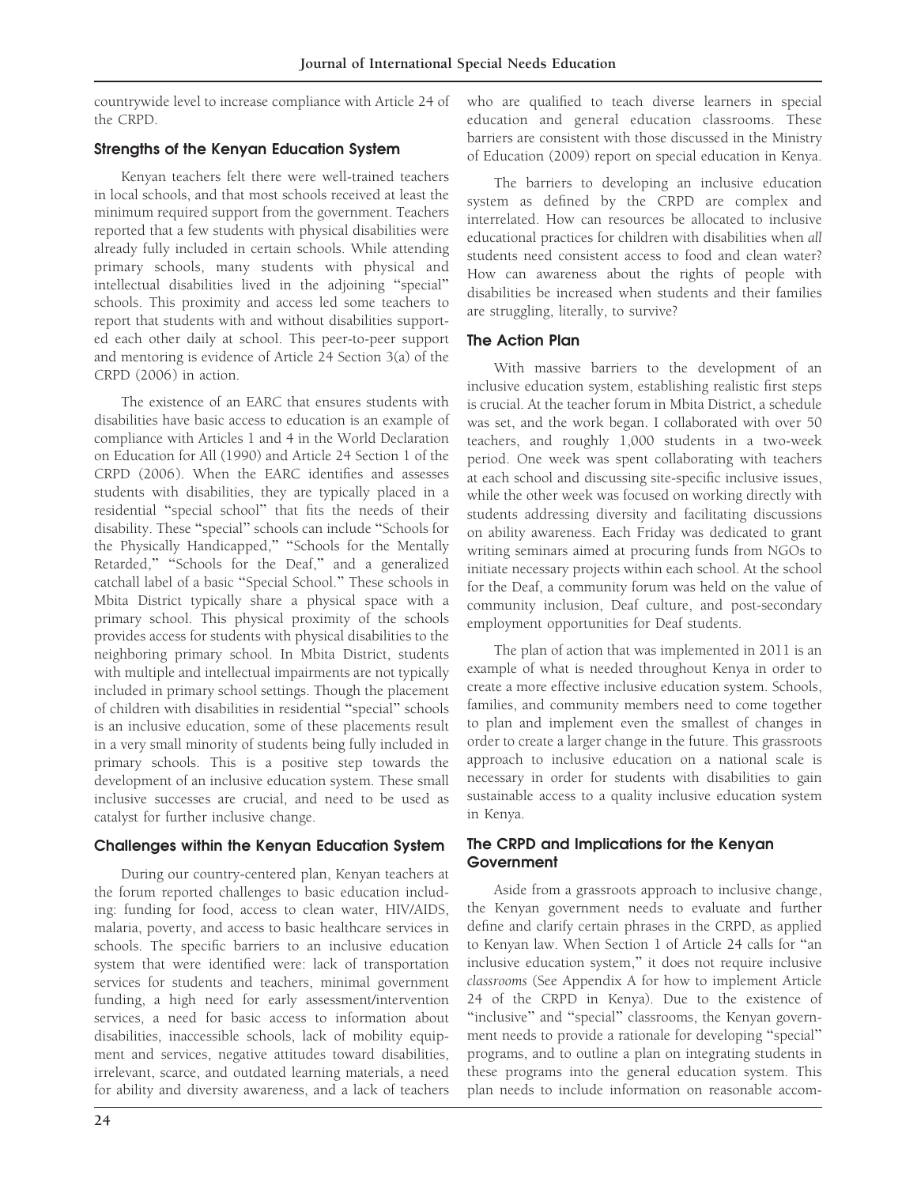countrywide level to increase compliance with Article 24 of the CRPD.

## Strengths of the Kenyan Education System

Kenyan teachers felt there were well-trained teachers in local schools, and that most schools received at least the minimum required support from the government. Teachers reported that a few students with physical disabilities were already fully included in certain schools. While attending primary schools, many students with physical and intellectual disabilities lived in the adjoining "special" schools. This proximity and access led some teachers to report that students with and without disabilities supported each other daily at school. This peer-to-peer support and mentoring is evidence of Article 24 Section 3(a) of the CRPD (2006) in action.

The existence of an EARC that ensures students with disabilities have basic access to education is an example of compliance with Articles 1 and 4 in the World Declaration on Education for All (1990) and Article 24 Section 1 of the CRPD (2006). When the EARC identifies and assesses students with disabilities, they are typically placed in a residential "special school" that fits the needs of their disability. These "special" schools can include "Schools for the Physically Handicapped," "Schools for the Mentally Retarded," "Schools for the Deaf," and a generalized catchall label of a basic "Special School." These schools in Mbita District typically share a physical space with a primary school. This physical proximity of the schools provides access for students with physical disabilities to the neighboring primary school. In Mbita District, students with multiple and intellectual impairments are not typically included in primary school settings. Though the placement of children with disabilities in residential "special" schools is an inclusive education, some of these placements result in a very small minority of students being fully included in primary schools. This is a positive step towards the development of an inclusive education system. These small inclusive successes are crucial, and need to be used as catalyst for further inclusive change.

## Challenges within the Kenyan Education System

During our country-centered plan, Kenyan teachers at the forum reported challenges to basic education including: funding for food, access to clean water, HIV/AIDS, malaria, poverty, and access to basic healthcare services in schools. The specific barriers to an inclusive education system that were identified were: lack of transportation services for students and teachers, minimal government funding, a high need for early assessment/intervention services, a need for basic access to information about disabilities, inaccessible schools, lack of mobility equipment and services, negative attitudes toward disabilities, irrelevant, scarce, and outdated learning materials, a need for ability and diversity awareness, and a lack of teachers who are qualified to teach diverse learners in special education and general education classrooms. These barriers are consistent with those discussed in the Ministry of Education (2009) report on special education in Kenya.

The barriers to developing an inclusive education system as defined by the CRPD are complex and interrelated. How can resources be allocated to inclusive educational practices for children with disabilities when *all* students need consistent access to food and clean water? How can awareness about the rights of people with disabilities be increased when students and their families are struggling, literally, to survive?

## The Action Plan

With massive barriers to the development of an inclusive education system, establishing realistic first steps is crucial. At the teacher forum in Mbita District, a schedule was set, and the work began. I collaborated with over 50 teachers, and roughly 1,000 students in a two-week period. One week was spent collaborating with teachers at each school and discussing site-specific inclusive issues, while the other week was focused on working directly with students addressing diversity and facilitating discussions on ability awareness. Each Friday was dedicated to grant writing seminars aimed at procuring funds from NGOs to initiate necessary projects within each school. At the school for the Deaf, a community forum was held on the value of community inclusion, Deaf culture, and post-secondary employment opportunities for Deaf students.

The plan of action that was implemented in 2011 is an example of what is needed throughout Kenya in order to create a more effective inclusive education system. Schools, families, and community members need to come together to plan and implement even the smallest of changes in order to create a larger change in the future. This grassroots approach to inclusive education on a national scale is necessary in order for students with disabilities to gain sustainable access to a quality inclusive education system in Kenya.

## The CRPD and Implications for the Kenyan Government

Aside from a grassroots approach to inclusive change, the Kenyan government needs to evaluate and further define and clarify certain phrases in the CRPD, as applied to Kenyan law. When Section 1 of Article 24 calls for "an inclusive education system," it does not require inclusive *classrooms* (See Appendix A for how to implement Article 24 of the CRPD in Kenya). Due to the existence of "inclusive" and "special" classrooms, the Kenyan government needs to provide a rationale for developing "special" programs, and to outline a plan on integrating students in these programs into the general education system. This plan needs to include information on reasonable accom-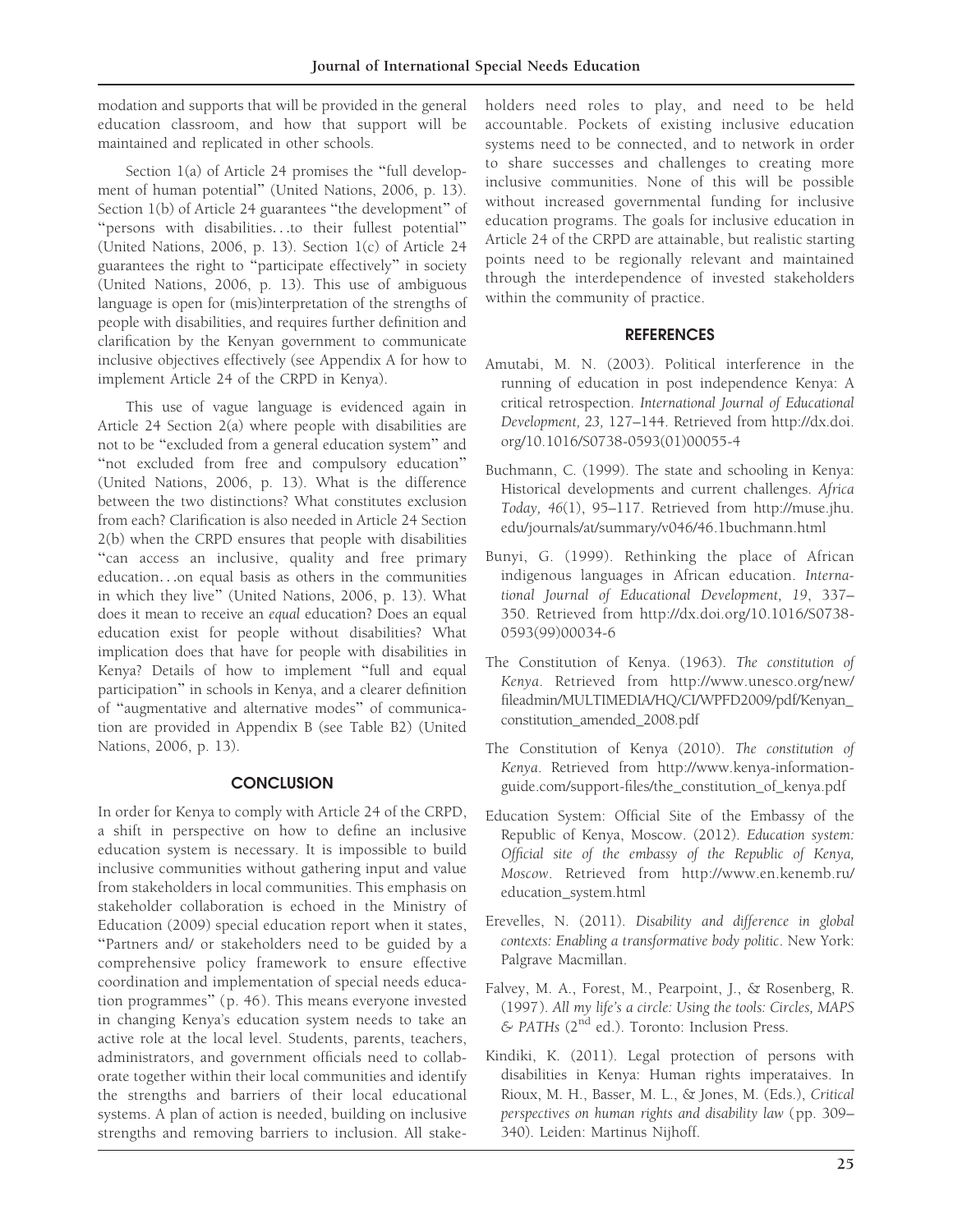modation and supports that will be provided in the general education classroom, and how that support will be maintained and replicated in other schools.

Section 1(a) of Article 24 promises the "full development of human potential" (United Nations, 2006, p. 13). Section 1(b) of Article 24 guarantees "the development" of "persons with disabilities…to their fullest potential" (United Nations, 2006, p. 13). Section 1(c) of Article 24 guarantees the right to "participate effectively" in society (United Nations, 2006, p. 13). This use of ambiguous language is open for (mis)interpretation of the strengths of people with disabilities, and requires further definition and clarification by the Kenyan government to communicate inclusive objectives effectively (see Appendix A for how to implement Article 24 of the CRPD in Kenya).

This use of vague language is evidenced again in Article 24 Section 2(a) where people with disabilities are not to be "excluded from a general education system" and "not excluded from free and compulsory education" (United Nations, 2006, p. 13). What is the difference between the two distinctions? What constitutes exclusion from each? Clarification is also needed in Article 24 Section 2(b) when the CRPD ensures that people with disabilities "can access an inclusive, quality and free primary education…on equal basis as others in the communities in which they live" (United Nations, 2006, p. 13). What does it mean to receive an *equal* education? Does an equal education exist for people without disabilities? What implication does that have for people with disabilities in Kenya? Details of how to implement "full and equal participation" in schools in Kenya, and a clearer definition of "augmentative and alternative modes" of communication are provided in Appendix B (see Table B2) (United Nations, 2006, p. 13).

## CONCLUSION

In order for Kenya to comply with Article 24 of the CRPD, a shift in perspective on how to define an inclusive education system is necessary. It is impossible to build inclusive communities without gathering input and value from stakeholders in local communities. This emphasis on stakeholder collaboration is echoed in the Ministry of Education (2009) special education report when it states, "Partners and/ or stakeholders need to be guided by a comprehensive policy framework to ensure effective coordination and implementation of special needs education programmes" (p. 46). This means everyone invested in changing Kenya's education system needs to take an active role at the local level. Students, parents, teachers, administrators, and government officials need to collaborate together within their local communities and identify the strengths and barriers of their local educational systems. A plan of action is needed, building on inclusive strengths and removing barriers to inclusion. All stakeholders need roles to play, and need to be held accountable. Pockets of existing inclusive education systems need to be connected, and to network in order to share successes and challenges to creating more inclusive communities. None of this will be possible without increased governmental funding for inclusive education programs. The goals for inclusive education in Article 24 of the CRPD are attainable, but realistic starting points need to be regionally relevant and maintained through the interdependence of invested stakeholders within the community of practice.

## REFERENCES

Amutabi, M. N. (2003). Political interference in the running of education in post independence Kenya: A critical retrospection. *International Journal of Educational Development, 23,* 127–144. Retrieved from http://dx.doi.org/10.1016/S0738-0593(01)00055-4

Buchmann, C. (1999). The state and schooling in Kenya: Historical developments and current challenges. *Africa Today, 46*(1), 95–117. Retrieved from http://muse.jhu.edu/journals/at/summary/v046/46.1buchmann.html

Bunyi, G. (1999). Rethinking the place of African indigenous languages in African education. *International Journal of Educational Development, 19*, 337–350. Retrieved from http://dx.doi.org/10.1016/S0738-0593(99)00034-6

The Constitution of Kenya. (1963). *The constitution of Kenya*. Retrieved from http://www.unesco.org/new/fileadmin/MULTIMEDIA/HQ/CI/WPFD2009/pdf/Kenyan_constitution_amended_2008.pdf

The Constitution of Kenya (2010). *The constitution of Kenya*. Retrieved from http://www.kenya-information-guide.com/support-files/the_constitution_of_kenya.pdf

Education System: Official Site of the Embassy of the Republic of Kenya, Moscow. (2012). *Education system: Official site of the embassy of the Republic of Kenya, Moscow*. Retrieved from http://www.en.kenemb.ru/education_system.html

Erevelles, N. (2011). *Disability and difference in global contexts: Enabling a transformative body politic*. New York: Palgrave Macmillan.

Falvey, M. A., Forest, M., Pearpoint, J., & Rosenberg, R. (1997). *All my life's a circle: Using the tools: Circles, MAPS & PATHs* (2nd ed.). Toronto: Inclusion Press.

Kindiki, K. (2011). Legal protection of persons with disabilities in Kenya: Human rights imperataives. In Rioux, M. H., Basser, M. L., & Jones, M. (Eds.), *Critical perspectives on human rights and disability law* (pp. 309–340). Leiden: Martinus Nijhoff.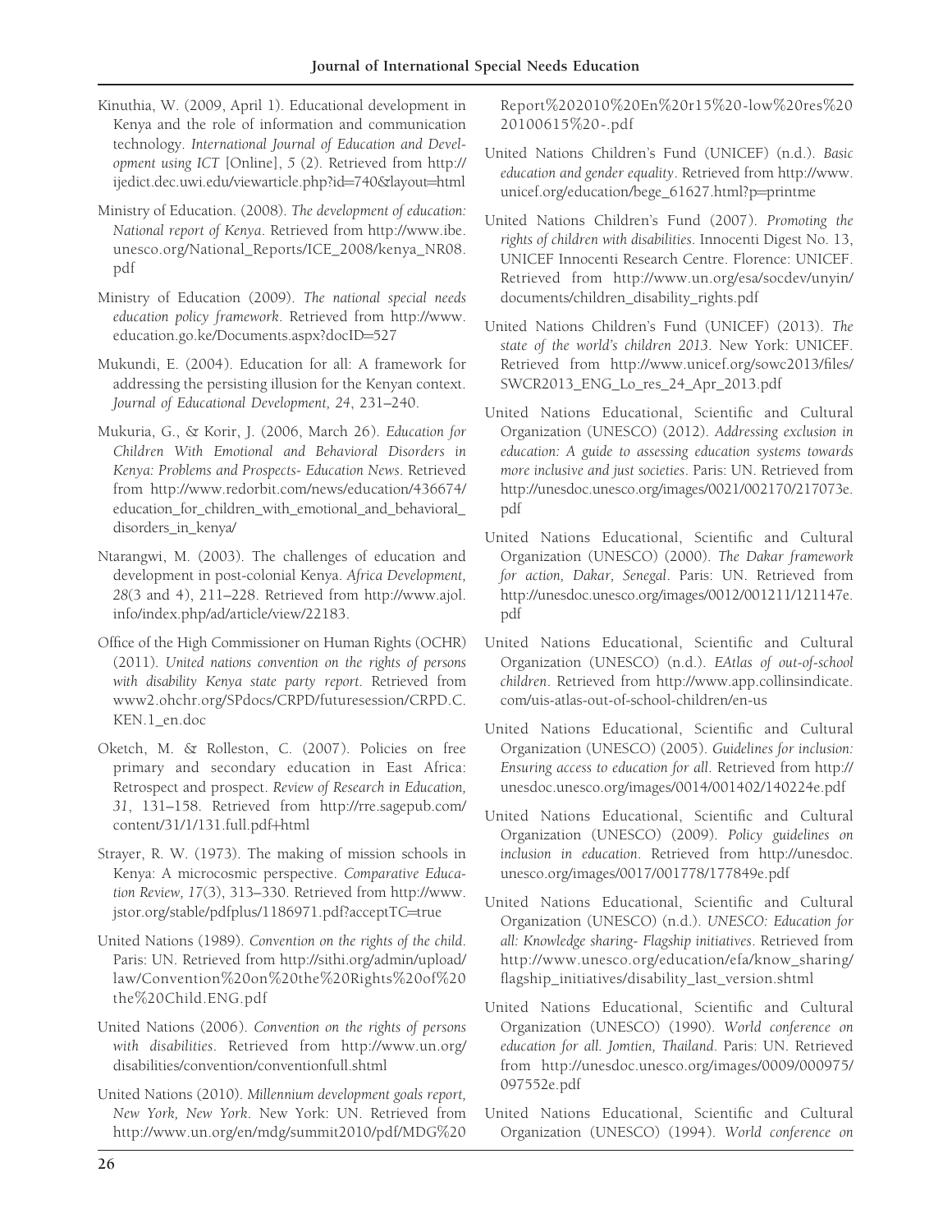Kinuthia, W. (2009, April 1). Educational development in Kenya and the role of information and communication technology. *International Journal of Education and Development using ICT* [Online], *5* (2). Retrieved from http://ijedict.dec.uwi.edu/viewarticle.php?id=740&layout=html

Ministry of Education. (2008). *The development of education: National report of Kenya*. Retrieved from http://www.ibe.unesco.org/National_Reports/ICE_2008/kenya_NR08.pdf

Ministry of Education (2009). *The national special needs education policy framework*. Retrieved from http://www.education.go.ke/Documents.aspx?docID=527

Mukundi, E. (2004). Education for all: A framework for addressing the persisting illusion for the Kenyan context. *Journal of Educational Development, 24*, 231–240.

Mukuria, G., & Korir, J. (2006, March 26). *Education for Children With Emotional and Behavioral Disorders in Kenya: Problems and Prospects- Education News*. Retrieved from http://www.redorbit.com/news/education/436674/education_for_children_with_emotional_and_behavioral_disorders_in_kenya/

Ntarangwi, M. (2003). The challenges of education and development in post-colonial Kenya. *Africa Development, 28*(3 and 4), 211–228. Retrieved from http://www.ajol.info/index.php/ad/article/view/22183.

Office of the High Commissioner on Human Rights (OCHR) (2011). *United nations convention on the rights of persons with disability Kenya state party report*. Retrieved from www2.ohchr.org/SPdocs/CRPD/futuresession/CRPD.C.KEN.1_en.doc

Oketch, M. & Rolleston, C. (2007). Policies on free primary and secondary education in East Africa: Retrospect and prospect. *Review of Research in Education, 31*, 131–158. Retrieved from http://rre.sagepub.com/content/31/1/131.full.pdf+html

Strayer, R. W. (1973). The making of mission schools in Kenya: A microcosmic perspective. *Comparative Education Review, 17*(3), 313–330. Retrieved from http://www.jstor.org/stable/pdfplus/1186971.pdf?acceptTC=true

United Nations (1989). *Convention on the rights of the child*. Paris: UN. Retrieved from http://sithi.org/admin/upload/law/Convention%20on%20the%20Rights%20of%20the%20Child.ENG.pdf

United Nations (2006). *Convention on the rights of persons with disabilities*. Retrieved from http://www.un.org/disabilities/convention/conventionfull.shtml

United Nations (2010). *Millennium development goals report, New York, New York*. New York: UN. Retrieved from http://www.un.org/en/mdg/summit2010/pdf/MDG%20Report%202010%20En%20r15%20-low%20res%2020100615%20-.pdf

United Nations Children's Fund (UNICEF) (n.d.). *Basic education and gender equality*. Retrieved from http://www.unicef.org/education/bege_61627.html?p=printme

United Nations Children's Fund (2007). *Promoting the rights of children with disabilities*. Innocenti Digest No. 13, UNICEF Innocenti Research Centre. Florence: UNICEF. Retrieved from http://www.un.org/esa/socdev/unyin/documents/children_disability_rights.pdf

United Nations Children's Fund (UNICEF) (2013). *The state of the world's children 2013*. New York: UNICEF. Retrieved from http://www.unicef.org/sowc2013/files/SWCR2013_ENG_Lo_res_24_Apr_2013.pdf

United Nations Educational, Scientific and Cultural Organization (UNESCO) (2012). *Addressing exclusion in education: A guide to assessing education systems towards more inclusive and just societies*. Paris: UN. Retrieved from http://unesdoc.unesco.org/images/0021/002170/217073e.pdf

United Nations Educational, Scientific and Cultural Organization (UNESCO) (2000). *The Dakar framework for action, Dakar, Senegal*. Paris: UN. Retrieved from http://unesdoc.unesco.org/images/0012/001211/121147e.pdf

United Nations Educational, Scientific and Cultural Organization (UNESCO) (n.d.). *EAtlas of out-of-school children*. Retrieved from http://www.app.collinsindicate.com/uis-atlas-out-of-school-children/en-us

United Nations Educational, Scientific and Cultural Organization (UNESCO) (2005). *Guidelines for inclusion: Ensuring access to education for all*. Retrieved from http://unesdoc.unesco.org/images/0014/001402/140224e.pdf

United Nations Educational, Scientific and Cultural Organization (UNESCO) (2009). *Policy guidelines on inclusion in education*. Retrieved from http://unesdoc.unesco.org/images/0017/001778/177849e.pdf

United Nations Educational, Scientific and Cultural Organization (UNESCO) (n.d.). *UNESCO: Education for all: Knowledge sharing- Flagship initiatives*. Retrieved from http://www.unesco.org/education/efa/know_sharing/flagship_initiatives/disability_last_version.shtml

United Nations Educational, Scientific and Cultural Organization (UNESCO) (1990). *World conference on education for all. Jomtien, Thailand*. Paris: UN. Retrieved from http://unesdoc.unesco.org/images/0009/000975/097552e.pdf

United Nations Educational, Scientific and Cultural Organization (UNESCO) (1994). *World conference on*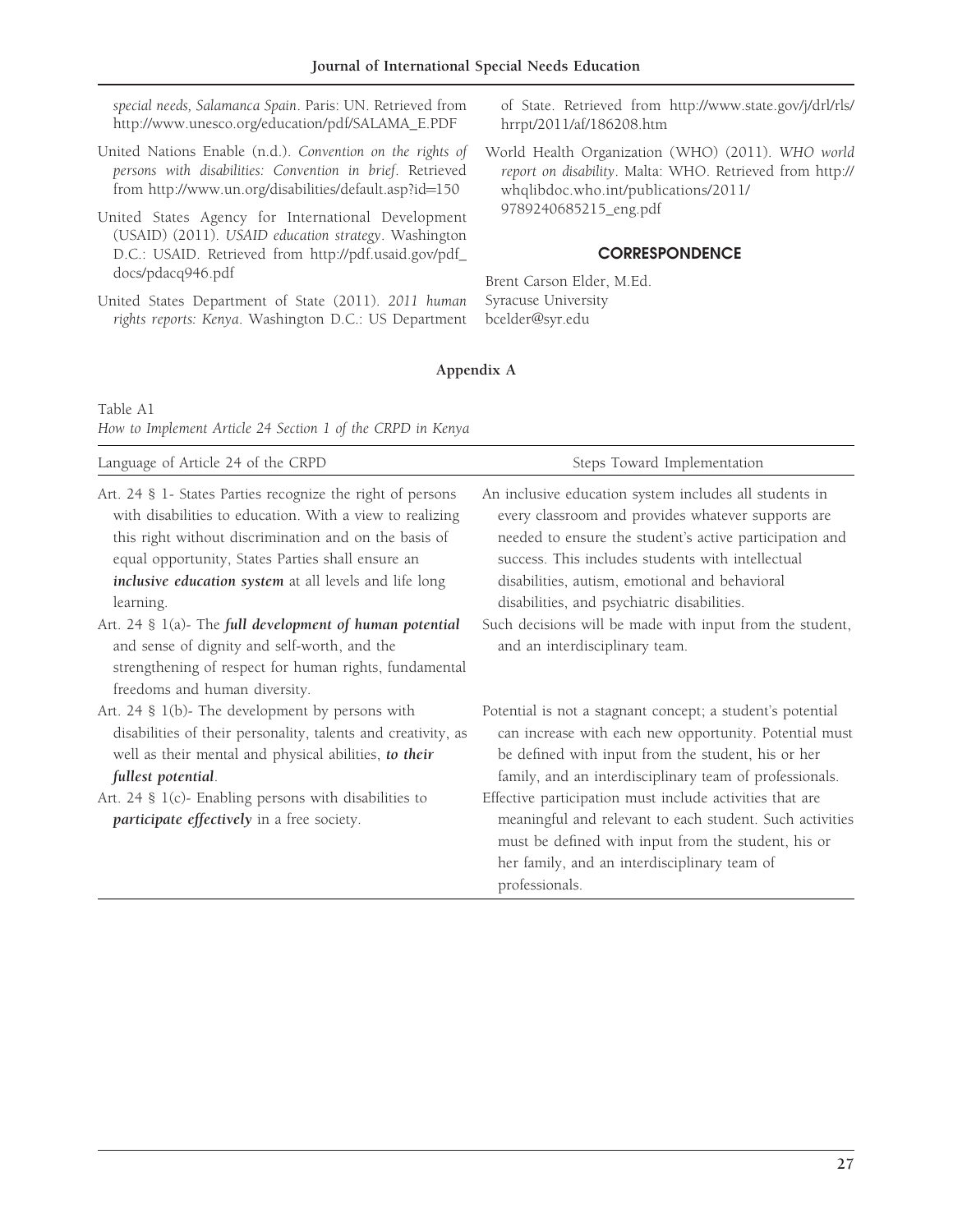special needs, Salamanca Spain*. Paris: UN. Retrieved from http://www.unesco.org/education/pdf/SALAMA_E.PDF

United Nations Enable (n.d.). *Convention on the rights of persons with disabilities: Convention in brief*. Retrieved from http://www.un.org/disabilities/default.asp?id=150

United States Agency for International Development (USAID) (2011). *USAID education strategy*. Washington D.C.: USAID. Retrieved from http://pdf.usaid.gov/pdf_docs/pdacq946.pdf

United States Department of State (2011). *2011 human rights reports: Kenya*. Washington D.C.: US Department of State. Retrieved from http://www.state.gov/j/drl/rls/hrrpt/2011/af/186208.htm

World Health Organization (WHO) (2011). *WHO world report on disability*. Malta: WHO. Retrieved from http://whqlibdoc.who.int/publications/2011/9789240685215_eng.pdf

## CORRESPONDENCE

Brent Carson Elder, M.Ed.
Syracuse University
bcelder@syr.edu

## Appendix A

Table A1

*How to Implement Article 24 Section 1 of the CRPD in Kenya*

| Language of Article 24 of the CRPD | Steps Toward Implementation |
|---|---|
| Art. 24 § 1- States Parties recognize the right of persons with disabilities to education. With a view to realizing this right without discrimination and on the basis of equal opportunity, States Parties shall ensure an ***inclusive education system*** at all levels and life long learning. | An inclusive education system includes all students in every classroom and provides whatever supports are needed to ensure the student's active participation and success. This includes students with intellectual disabilities, autism, emotional and behavioral disabilities, and psychiatric disabilities. |
| Art. 24 § 1(a)- The ***full development of human potential*** and sense of dignity and self-worth, and the strengthening of respect for human rights, fundamental freedoms and human diversity. | Such decisions will be made with input from the student, and an interdisciplinary team. |
| Art. 24 § 1(b)- The development by persons with disabilities of their personality, talents and creativity, as well as their mental and physical abilities, ***to their fullest potential***. | Potential is not a stagnant concept; a student's potential can increase with each new opportunity. Potential must be defined with input from the student, his or her family, and an interdisciplinary team of professionals. |
| Art. 24 § 1(c)- Enabling persons with disabilities to ***participate effectively*** in a free society. | Effective participation must include activities that are meaningful and relevant to each student. Such activities must be defined with input from the student, his or her family, and an interdisciplinary team of professionals. |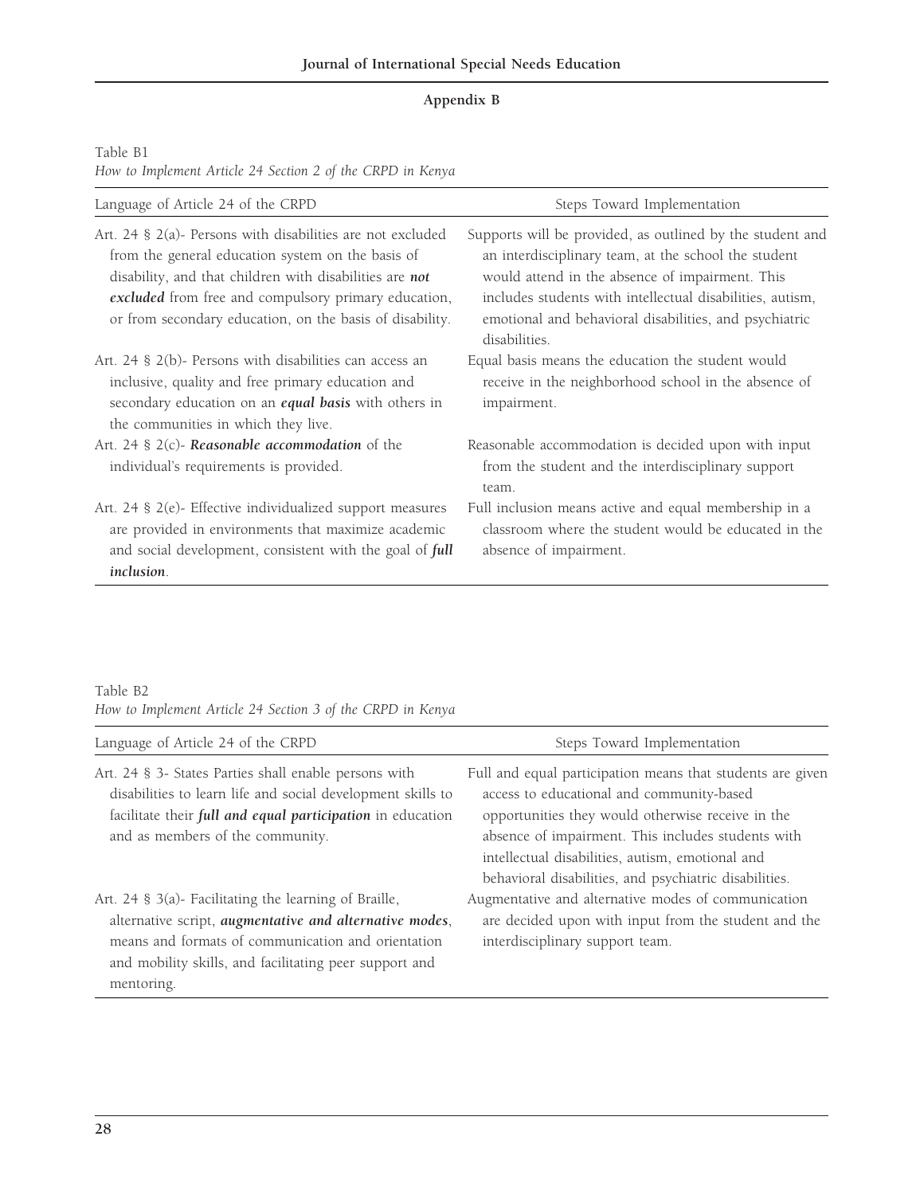## Appendix B

Table B1

*How to Implement Article 24 Section 2 of the CRPD in Kenya*

| Language of Article 24 of the CRPD | Steps Toward Implementation |
|---|---|
| Art. 24 § 2(a)- Persons with disabilities are not excluded from the general education system on the basis of disability, and that children with disabilities are ***not excluded*** from free and compulsory primary education, or from secondary education, on the basis of disability. | Supports will be provided, as outlined by the student and an interdisciplinary team, at the school the student would attend in the absence of impairment. This includes students with intellectual disabilities, autism, emotional and behavioral disabilities, and psychiatric disabilities. |
| Art. 24 § 2(b)- Persons with disabilities can access an inclusive, quality and free primary education and secondary education on an ***equal basis*** with others in the communities in which they live. | Equal basis means the education the student would receive in the neighborhood school in the absence of impairment. |
| Art. 24 § 2(c)- ***Reasonable accommodation*** of the individual's requirements is provided. | Reasonable accommodation is decided upon with input from the student and the interdisciplinary support team. |
| Art. 24 § 2(e)- Effective individualized support measures are provided in environments that maximize academic and social development, consistent with the goal of ***full inclusion***. | Full inclusion means active and equal membership in a classroom where the student would be educated in the absence of impairment. |

Table B2

*How to Implement Article 24 Section 3 of the CRPD in Kenya*

| Language of Article 24 of the CRPD | Steps Toward Implementation |
|---|---|
| Art. 24 § 3- States Parties shall enable persons with disabilities to learn life and social development skills to facilitate their ***full and equal participation*** in education and as members of the community. | Full and equal participation means that students are given access to educational and community-based opportunities they would otherwise receive in the absence of impairment. This includes students with intellectual disabilities, autism, emotional and behavioral disabilities, and psychiatric disabilities. |
| Art. 24 § 3(a)- Facilitating the learning of Braille, alternative script, ***augmentative and alternative modes***, means and formats of communication and orientation and mobility skills, and facilitating peer support and mentoring. | Augmentative and alternative modes of communication are decided upon with input from the student and the interdisciplinary support team. |